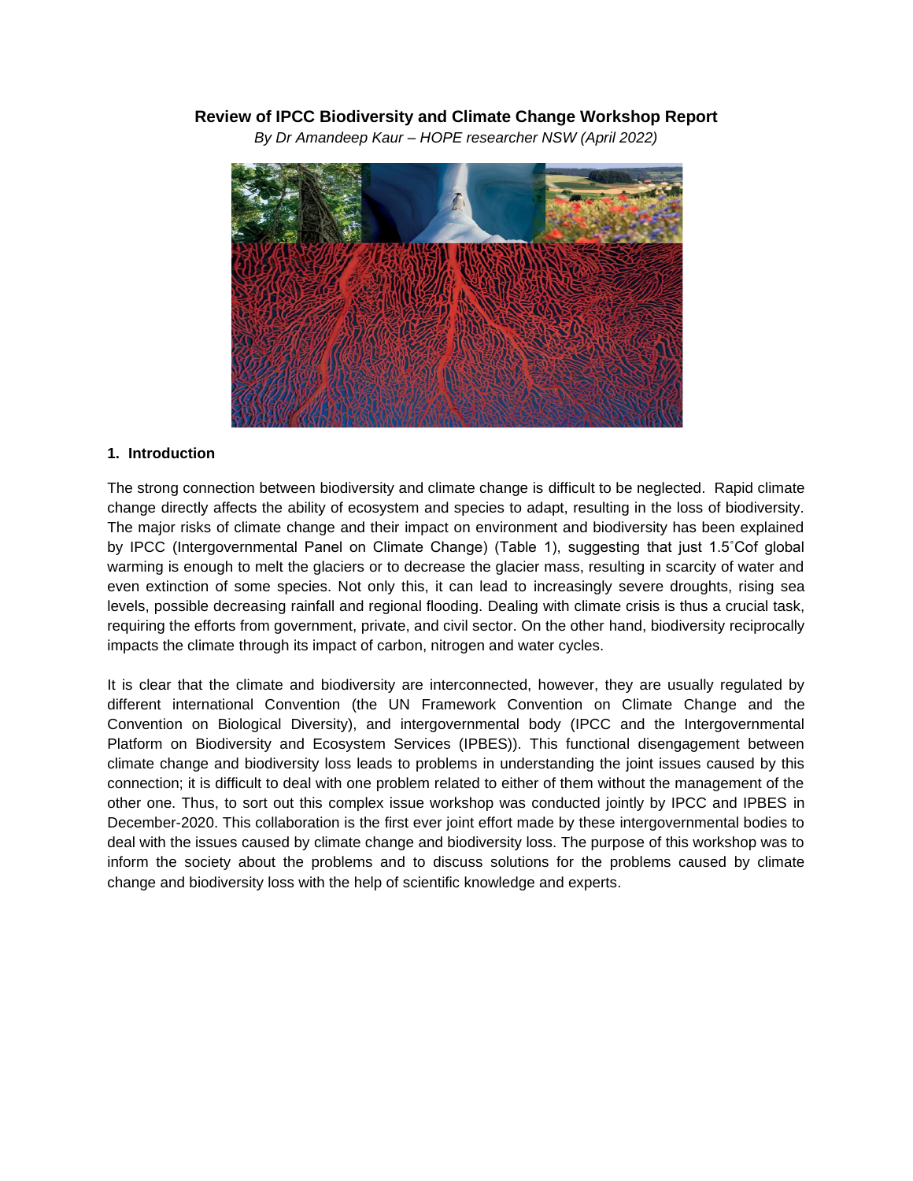# Review of IPCC Biodiversity and Climate Change Workshop Report

*By Dr Amandeep Kaur – HOPE researcher NSW (April 2022)*

## 1. Introduction

The strong connection between biodiversity and climate change is difficult to be neglected. Rapid climate change directly affects the ability of ecosystem and species to adapt, resulting in the loss of biodiversity. The major risks of climate change and their impact on environment and biodiversity has been explained by IPCC (Intergovernmental Panel on Climate Change) (Table 1), suggesting that just 1.5˚Cof global warming is enough to melt the glaciers or to decrease the glacier mass, resulting in scarcity of water and even extinction of some species. Not only this, it can lead to increasingly severe droughts, rising sea levels, possible decreasing rainfall and regional flooding. Dealing with climate crisis is thus a crucial task, requiring the efforts from government, private, and civil sector. On the other hand, biodiversity reciprocally impacts the climate through its impact of carbon, nitrogen and water cycles.

It is clear that the climate and biodiversity are interconnected, however, they are usually regulated by different international Convention (the UN Framework Convention on Climate Change and the Convention on Biological Diversity), and intergovernmental body (IPCC and the Intergovernmental Platform on Biodiversity and Ecosystem Services (IPBES)). This functional disengagement between climate change and biodiversity loss leads to problems in understanding the joint issues caused by this connection; it is difficult to deal with one problem related to either of them without the management of the other one. Thus, to sort out this complex issue workshop was conducted jointly by IPCC and IPBES in December-2020. This collaboration is the first ever joint effort made by these intergovernmental bodies to deal with the issues caused by climate change and biodiversity loss. The purpose of this workshop was to inform the society about the problems and to discuss solutions for the problems caused by climate change and biodiversity loss with the help of scientific knowledge and experts.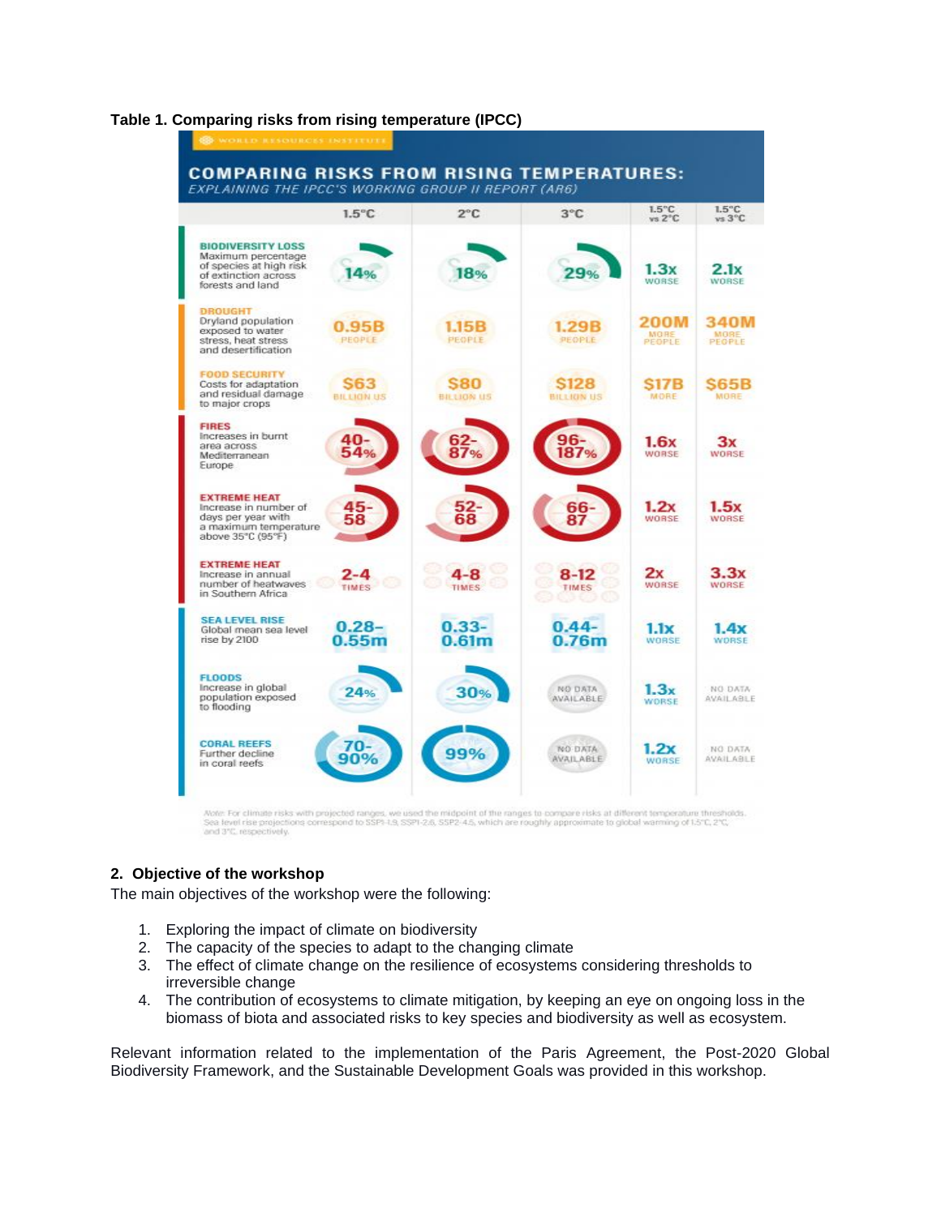**Table 1. Comparing risks from rising temperature (IPCC)**

WORLD RESOURCES INSTITUTE

**COMPARING RISKS FROM RISING TEMPERATURES:**
*EXPLAINING THE IPCC'S WORKING GROUP II REPORT (AR6)*

| | 1.5°C | 2°C | 3°C | 1.5°C vs 2°C | 1.5°C vs 3°C |
|---|---|---|---|---|---|
| **BIODIVERSITY LOSS** Maximum percentage of species at high risk of extinction across forests and land | 14% | 18% | 29% | 1.3x WORSE | 2.1x WORSE |
| **DROUGHT** Dryland population exposed to water stress, heat stress and desertification | 0.95B PEOPLE | 1.15B PEOPLE | 1.29B PEOPLE | 200M MORE PEOPLE | 340M MORE PEOPLE |
| **FOOD SECURITY** Costs for adaptation and residual damage to major crops | $63 BILLION US | $80 BILLION US | $128 BILLION US | $17B MORE | $65B MORE |
| **FIRES** Increases in burnt area across Mediterranean Europe | 40-54% | 62-87% | 96-187% | 1.6x WORSE | 3x WORSE |
| **EXTREME HEAT** Increase in number of days per year with a maximum temperature above 35°C (95°F) | 45-58 | 52-68 | 66-87 | 1.2x WORSE | 1.5x WORSE |
| **EXTREME HEAT** Increase in annual number of heatwaves in Southern Africa | 2-4 TIMES | 4-8 TIMES | 8-12 TIMES | 2x WORSE | 3.3x WORSE |
| **SEA LEVEL RISE** Global mean sea level rise by 2100 | 0.28–0.55m | 0.33-0.61m | 0.44-0.76m | 1.1x WORSE | 1.4x WORSE |
| **FLOODS** Increase in global population exposed to flooding | 24% | 30% | NO DATA AVAILABLE | 1.3x WORSE | NO DATA AVAILABLE |
| **CORAL REEFS** Further decline in coral reefs | 70-90% | 99% | NO DATA AVAILABLE | 1.2x WORSE | NO DATA AVAILABLE |

Note: For climate risks with projected ranges, we used the midpoint of the ranges to compare risks at different temperature thresholds. Sea level rise projections correspond to SSP1-1.9, SSP1-2.6, SSP2-4.5, which are roughly approximate to global warming of 1.5°C, 2°C, and 3°C, respectively.

## 2. Objective of the workshop

The main objectives of the workshop were the following:

1. Exploring the impact of climate on biodiversity
2. The capacity of the species to adapt to the changing climate
3. The effect of climate change on the resilience of ecosystems considering thresholds to irreversible change
4. The contribution of ecosystems to climate mitigation, by keeping an eye on ongoing loss in the biomass of biota and associated risks to key species and biodiversity as well as ecosystem.

Relevant information related to the implementation of the Paris Agreement, the Post-2020 Global Biodiversity Framework, and the Sustainable Development Goals was provided in this workshop.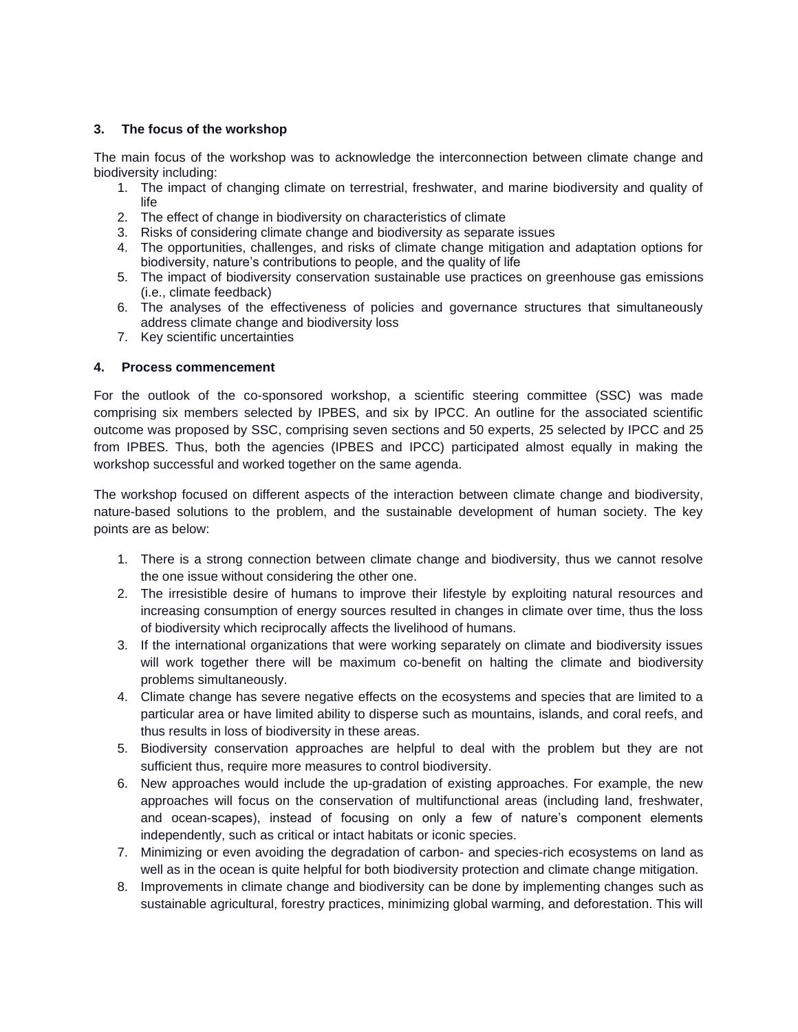## 3. The focus of the workshop

The main focus of the workshop was to acknowledge the interconnection between climate change and biodiversity including:

1. The impact of changing climate on terrestrial, freshwater, and marine biodiversity and quality of life
2. The effect of change in biodiversity on characteristics of climate
3. Risks of considering climate change and biodiversity as separate issues
4. The opportunities, challenges, and risks of climate change mitigation and adaptation options for biodiversity, nature's contributions to people, and the quality of life
5. The impact of biodiversity conservation sustainable use practices on greenhouse gas emissions (i.e., climate feedback)
6. The analyses of the effectiveness of policies and governance structures that simultaneously address climate change and biodiversity loss
7. Key scientific uncertainties

## 4. Process commencement

For the outlook of the co-sponsored workshop, a scientific steering committee (SSC) was made comprising six members selected by IPBES, and six by IPCC. An outline for the associated scientific outcome was proposed by SSC, comprising seven sections and 50 experts, 25 selected by IPCC and 25 from IPBES. Thus, both the agencies (IPBES and IPCC) participated almost equally in making the workshop successful and worked together on the same agenda.

The workshop focused on different aspects of the interaction between climate change and biodiversity, nature-based solutions to the problem, and the sustainable development of human society. The key points are as below:

1. There is a strong connection between climate change and biodiversity, thus we cannot resolve the one issue without considering the other one.
2. The irresistible desire of humans to improve their lifestyle by exploiting natural resources and increasing consumption of energy sources resulted in changes in climate over time, thus the loss of biodiversity which reciprocally affects the livelihood of humans.
3. If the international organizations that were working separately on climate and biodiversity issues will work together there will be maximum co-benefit on halting the climate and biodiversity problems simultaneously.
4. Climate change has severe negative effects on the ecosystems and species that are limited to a particular area or have limited ability to disperse such as mountains, islands, and coral reefs, and thus results in loss of biodiversity in these areas.
5. Biodiversity conservation approaches are helpful to deal with the problem but they are not sufficient thus, require more measures to control biodiversity.
6. New approaches would include the up-gradation of existing approaches. For example, the new approaches will focus on the conservation of multifunctional areas (including land, freshwater, and ocean-scapes), instead of focusing on only a few of nature's component elements independently, such as critical or intact habitats or iconic species.
7. Minimizing or even avoiding the degradation of carbon- and species-rich ecosystems on land as well as in the ocean is quite helpful for both biodiversity protection and climate change mitigation.
8. Improvements in climate change and biodiversity can be done by implementing changes such as sustainable agricultural, forestry practices, minimizing global warming, and deforestation. This will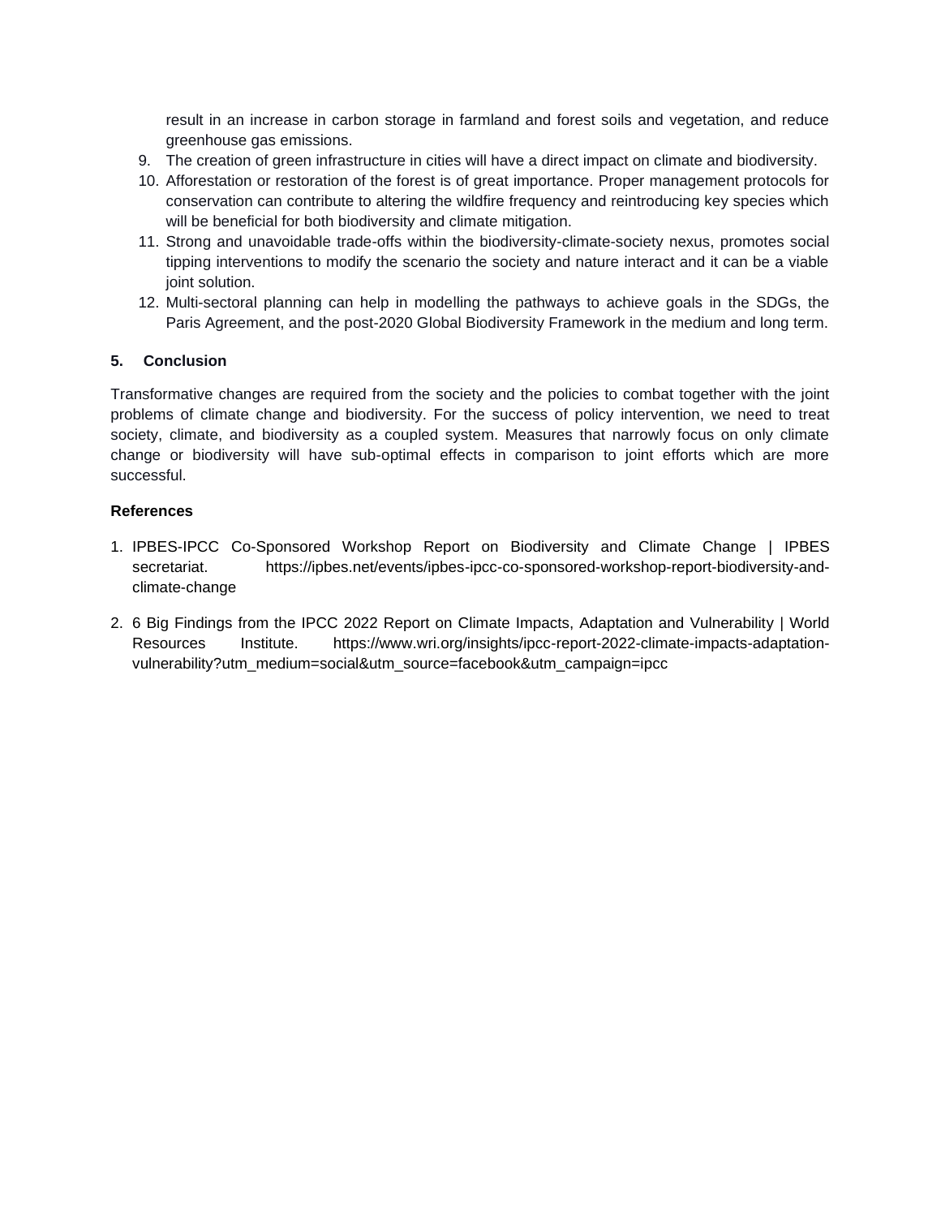result in an increase in carbon storage in farmland and forest soils and vegetation, and reduce greenhouse gas emissions.

9. The creation of green infrastructure in cities will have a direct impact on climate and biodiversity.
10. Afforestation or restoration of the forest is of great importance. Proper management protocols for conservation can contribute to altering the wildfire frequency and reintroducing key species which will be beneficial for both biodiversity and climate mitigation.
11. Strong and unavoidable trade-offs within the biodiversity-climate-society nexus, promotes social tipping interventions to modify the scenario the society and nature interact and it can be a viable joint solution.
12. Multi-sectoral planning can help in modelling the pathways to achieve goals in the SDGs, the Paris Agreement, and the post-2020 Global Biodiversity Framework in the medium and long term.

## 5. Conclusion

Transformative changes are required from the society and the policies to combat together with the joint problems of climate change and biodiversity. For the success of policy intervention, we need to treat society, climate, and biodiversity as a coupled system. Measures that narrowly focus on only climate change or biodiversity will have sub-optimal effects in comparison to joint efforts which are more successful.

## References

1. IPBES-IPCC Co-Sponsored Workshop Report on Biodiversity and Climate Change | IPBES secretariat. https://ipbes.net/events/ipbes-ipcc-co-sponsored-workshop-report-biodiversity-and-climate-change

2. 6 Big Findings from the IPCC 2022 Report on Climate Impacts, Adaptation and Vulnerability | World Resources Institute. https://www.wri.org/insights/ipcc-report-2022-climate-impacts-adaptation-vulnerability?utm_medium=social&utm_source=facebook&utm_campaign=ipcc